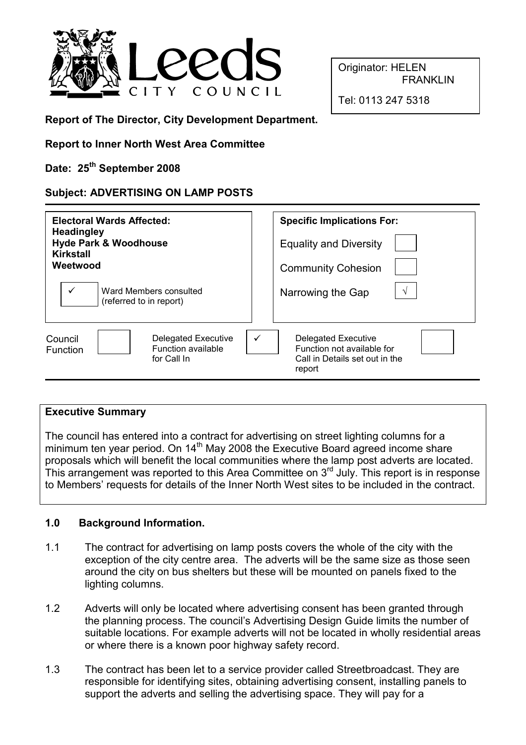Leeds CITY COUNCIL

Originator: HELEN FRANKLIN

Tel: 0113 247 5318

**Report of The Director, City Development Department.**

**Report to Inner North West Area Committee**

**Date: 25th September 2008**

**Subject: ADVERTISING ON LAMP POSTS**

| **Electoral Wards Affected:** | **Specific Implications For:** | |
|---|---|---|
| **Headingley** | Equality and Diversity | |
| **Hyde Park & Woodhouse** | Community Cohesion | |
| **Kirkstall** | Narrowing the Gap | √ |
| **Weetwood** | | |
| ✓ Ward Members consulted (referred to in report) | | |

| Council Function | | Delegated Executive Function available for Call In | ✓ | Delegated Executive Function not available for Call in Details set out in the report | |
|---|---|---|---|---|---|

## Executive Summary

The council has entered into a contract for advertising on street lighting columns for a minimum ten year period. On 14th May 2008 the Executive Board agreed income share proposals which will benefit the local communities where the lamp post adverts are located. This arrangement was reported to this Area Committee on 3rd July. This report is in response to Members' requests for details of the Inner North West sites to be included in the contract.

## 1.0 Background Information.

1.1 The contract for advertising on lamp posts covers the whole of the city with the exception of the city centre area. The adverts will be the same size as those seen around the city on bus shelters but these will be mounted on panels fixed to the lighting columns.

1.2 Adverts will only be located where advertising consent has been granted through the planning process. The council's Advertising Design Guide limits the number of suitable locations. For example adverts will not be located in wholly residential areas or where there is a known poor highway safety record.

1.3 The contract has been let to a service provider called Streetbroadcast. They are responsible for identifying sites, obtaining advertising consent, installing panels to support the adverts and selling the advertising space. They will pay for a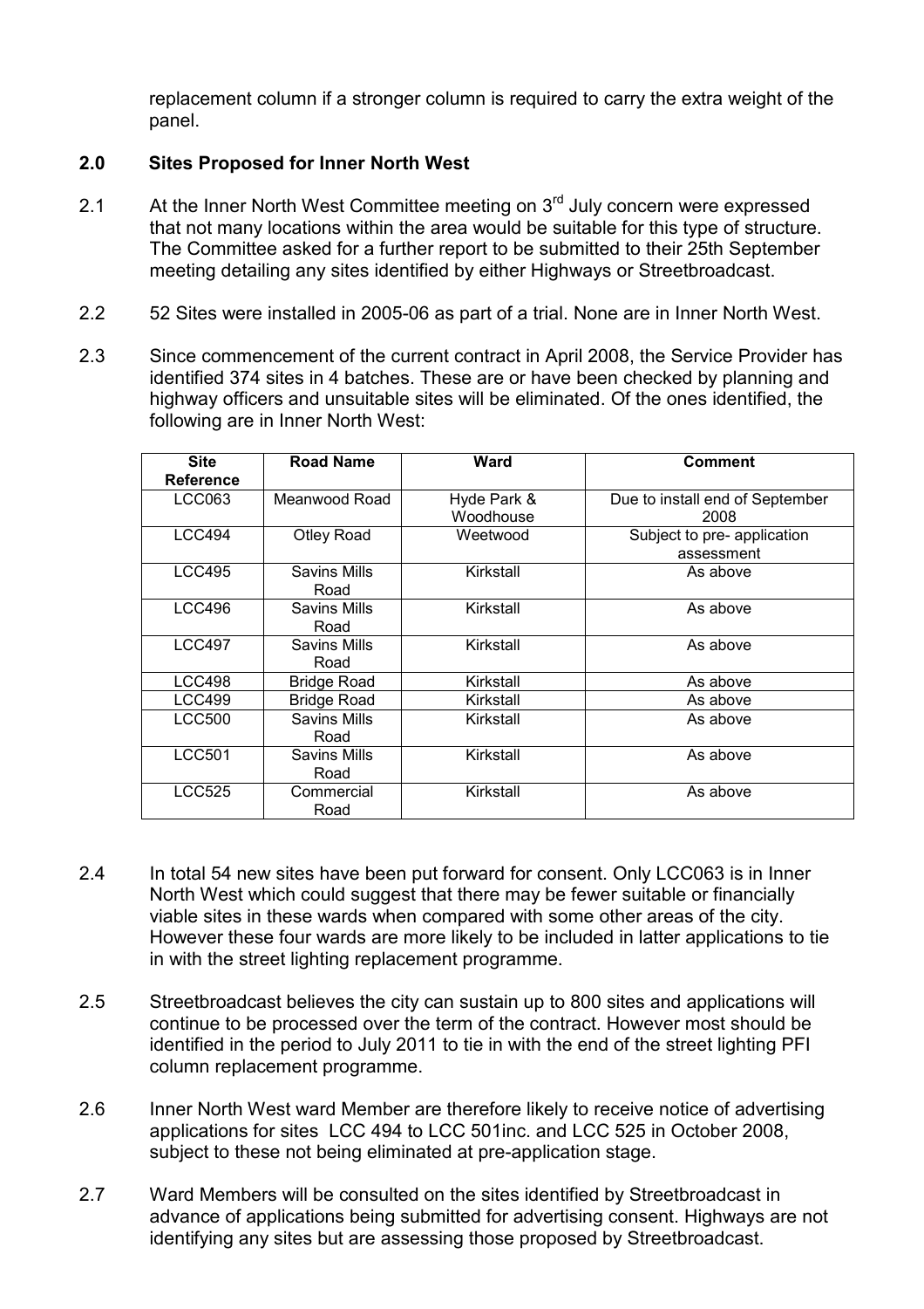replacement column if a stronger column is required to carry the extra weight of the panel.

## 2.0 Sites Proposed for Inner North West

2.1 At the Inner North West Committee meeting on 3rd July concern were expressed that not many locations within the area would be suitable for this type of structure. The Committee asked for a further report to be submitted to their 25th September meeting detailing any sites identified by either Highways or Streetbroadcast.

2.2 52 Sites were installed in 2005-06 as part of a trial. None are in Inner North West.

2.3 Since commencement of the current contract in April 2008, the Service Provider has identified 374 sites in 4 batches. These are or have been checked by planning and highway officers and unsuitable sites will be eliminated. Of the ones identified, the following are in Inner North West:

| Site Reference | Road Name | Ward | Comment |
|---|---|---|---|
| LCC063 | Meanwood Road | Hyde Park & Woodhouse | Due to install end of September 2008 |
| LCC494 | Otley Road | Weetwood | Subject to pre- application assessment |
| LCC495 | Savins Mills Road | Kirkstall | As above |
| LCC496 | Savins Mills Road | Kirkstall | As above |
| LCC497 | Savins Mills Road | Kirkstall | As above |
| LCC498 | Bridge Road | Kirkstall | As above |
| LCC499 | Bridge Road | Kirkstall | As above |
| LCC500 | Savins Mills Road | Kirkstall | As above |
| LCC501 | Savins Mills Road | Kirkstall | As above |
| LCC525 | Commercial Road | Kirkstall | As above |

2.4 In total 54 new sites have been put forward for consent. Only LCC063 is in Inner North West which could suggest that there may be fewer suitable or financially viable sites in these wards when compared with some other areas of the city. However these four wards are more likely to be included in latter applications to tie in with the street lighting replacement programme.

2.5 Streetbroadcast believes the city can sustain up to 800 sites and applications will continue to be processed over the term of the contract. However most should be identified in the period to July 2011 to tie in with the end of the street lighting PFI column replacement programme.

2.6 Inner North West ward Member are therefore likely to receive notice of advertising applications for sites LCC 494 to LCC 501inc. and LCC 525 in October 2008, subject to these not being eliminated at pre-application stage.

2.7 Ward Members will be consulted on the sites identified by Streetbroadcast in advance of applications being submitted for advertising consent. Highways are not identifying any sites but are assessing those proposed by Streetbroadcast.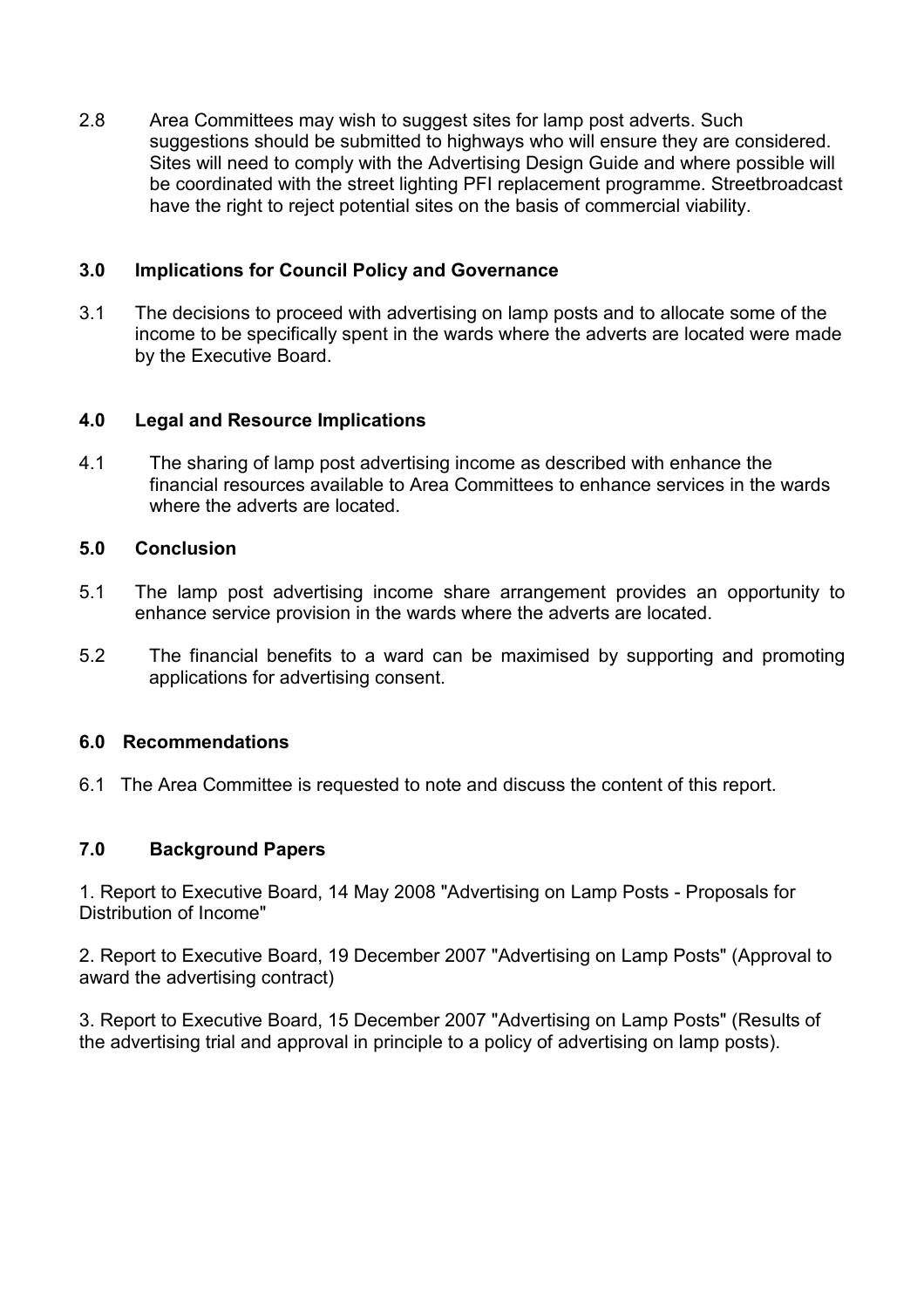2.8 Area Committees may wish to suggest sites for lamp post adverts. Such suggestions should be submitted to highways who will ensure they are considered. Sites will need to comply with the Advertising Design Guide and where possible will be coordinated with the street lighting PFI replacement programme. Streetbroadcast have the right to reject potential sites on the basis of commercial viability.

## 3.0 Implications for Council Policy and Governance

3.1 The decisions to proceed with advertising on lamp posts and to allocate some of the income to be specifically spent in the wards where the adverts are located were made by the Executive Board.

## 4.0 Legal and Resource Implications

4.1 The sharing of lamp post advertising income as described with enhance the financial resources available to Area Committees to enhance services in the wards where the adverts are located.

## 5.0 Conclusion

5.1 The lamp post advertising income share arrangement provides an opportunity to enhance service provision in the wards where the adverts are located.

5.2 The financial benefits to a ward can be maximised by supporting and promoting applications for advertising consent.

## 6.0 Recommendations

6.1 The Area Committee is requested to note and discuss the content of this report.

## 7.0 Background Papers

1. Report to Executive Board, 14 May 2008 "Advertising on Lamp Posts - Proposals for Distribution of Income"

2. Report to Executive Board, 19 December 2007 "Advertising on Lamp Posts" (Approval to award the advertising contract)

3. Report to Executive Board, 15 December 2007 "Advertising on Lamp Posts" (Results of the advertising trial and approval in principle to a policy of advertising on lamp posts).